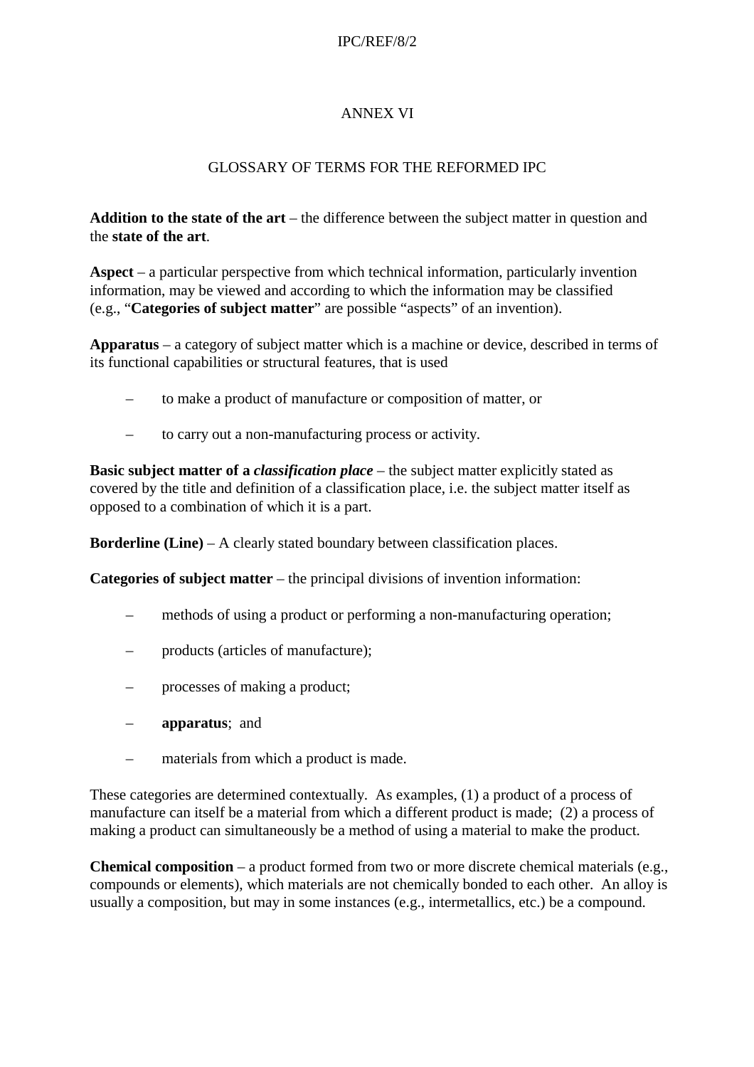# ANNEX VI

## GLOSSARY OF TERMS FOR THE REFORMED IPC

**Addition to the state of the art** – the difference between the subject matter in question and the **state of the art**.

**Aspect** – a particular perspective from which technical information, particularly invention information, may be viewed and according to which the information may be classified (e.g., "**Categories of subject matter**" are possible "aspects" of an invention).

**Apparatus** – a category of subject matter which is a machine or device, described in terms of its functional capabilities or structural features, that is used

– to make a product of manufacture or composition of matter, or

– to carry out a non-manufacturing process or activity.

**Basic subject matter of a *classification place*** – the subject matter explicitly stated as covered by the title and definition of a classification place, i.e. the subject matter itself as opposed to a combination of which it is a part.

**Borderline (Line)** – A clearly stated boundary between classification places.

**Categories of subject matter** – the principal divisions of invention information:

– methods of using a product or performing a non-manufacturing operation;

– products (articles of manufacture);

– processes of making a product;

– **apparatus**; and

– materials from which a product is made.

These categories are determined contextually. As examples, (1) a product of a process of manufacture can itself be a material from which a different product is made; (2) a process of making a product can simultaneously be a method of using a material to make the product.

**Chemical composition** – a product formed from two or more discrete chemical materials (e.g., compounds or elements), which materials are not chemically bonded to each other. An alloy is usually a composition, but may in some instances (e.g., intermetallics, etc.) be a compound.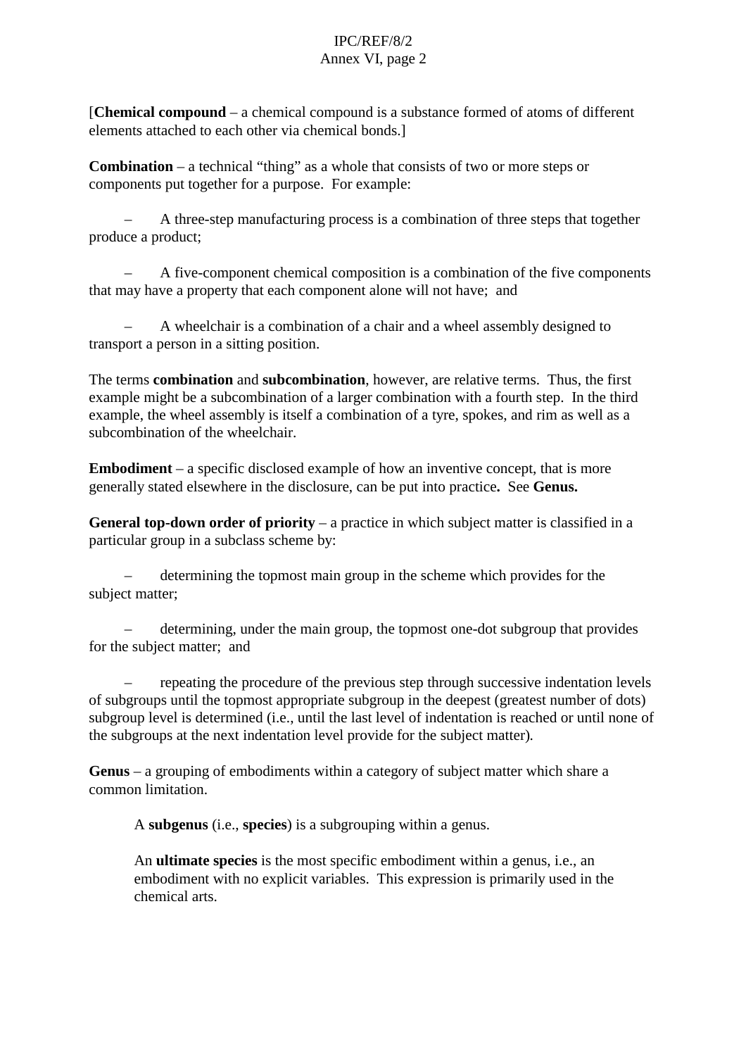[**Chemical compound** – a chemical compound is a substance formed of atoms of different elements attached to each other via chemical bonds.]

**Combination** – a technical "thing" as a whole that consists of two or more steps or components put together for a purpose. For example:

– A three-step manufacturing process is a combination of three steps that together produce a product;

– A five-component chemical composition is a combination of the five components that may have a property that each component alone will not have; and

– A wheelchair is a combination of a chair and a wheel assembly designed to transport a person in a sitting position.

The terms **combination** and **subcombination**, however, are relative terms. Thus, the first example might be a subcombination of a larger combination with a fourth step. In the third example, the wheel assembly is itself a combination of a tyre, spokes, and rim as well as a subcombination of the wheelchair.

**Embodiment** – a specific disclosed example of how an inventive concept, that is more generally stated elsewhere in the disclosure, can be put into practice**.** See **Genus.**

**General top-down order of priority** – a practice in which subject matter is classified in a particular group in a subclass scheme by:

– determining the topmost main group in the scheme which provides for the subject matter;

– determining, under the main group, the topmost one-dot subgroup that provides for the subject matter; and

– repeating the procedure of the previous step through successive indentation levels of subgroups until the topmost appropriate subgroup in the deepest (greatest number of dots) subgroup level is determined (i.e., until the last level of indentation is reached or until none of the subgroups at the next indentation level provide for the subject matter).

**Genus** – a grouping of embodiments within a category of subject matter which share a common limitation.

A **subgenus** (i.e., **species**) is a subgrouping within a genus.

An **ultimate species** is the most specific embodiment within a genus, i.e., an embodiment with no explicit variables. This expression is primarily used in the chemical arts.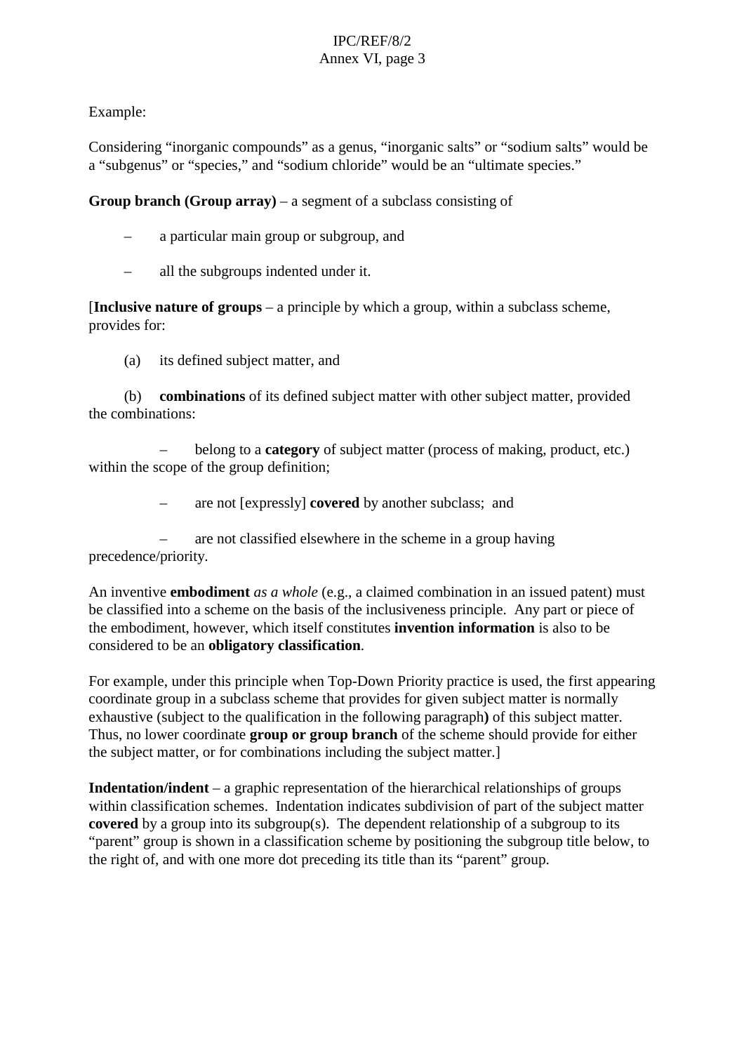Example:

Considering “inorganic compounds” as a genus, “inorganic salts” or “sodium salts” would be a “subgenus” or “species,” and “sodium chloride” would be an “ultimate species.”

**Group branch (Group array)** – a segment of a subclass consisting of

- a particular main group or subgroup, and
- all the subgroups indented under it.

[**Inclusive nature of groups** – a principle by which a group, within a subclass scheme, provides for:

(a) its defined subject matter, and

(b) **combinations** of its defined subject matter with other subject matter, provided the combinations:

- belong to a **category** of subject matter (process of making, product, etc.) within the scope of the group definition;
- are not [expressly] **covered** by another subclass; and
- are not classified elsewhere in the scheme in a group having precedence/priority.

An inventive **embodiment** *as a whole* (e.g., a claimed combination in an issued patent) must be classified into a scheme on the basis of the inclusiveness principle. Any part or piece of the embodiment, however, which itself constitutes **invention information** is also to be considered to be an **obligatory classification**.

For example, under this principle when Top-Down Priority practice is used, the first appearing coordinate group in a subclass scheme that provides for given subject matter is normally exhaustive (subject to the qualification in the following paragraph**)** of this subject matter. Thus, no lower coordinate **group or group branch** of the scheme should provide for either the subject matter, or for combinations including the subject matter.]

**Indentation/indent** – a graphic representation of the hierarchical relationships of groups within classification schemes. Indentation indicates subdivision of part of the subject matter **covered** by a group into its subgroup(s). The dependent relationship of a subgroup to its “parent” group is shown in a classification scheme by positioning the subgroup title below, to the right of, and with one more dot preceding its title than its “parent” group.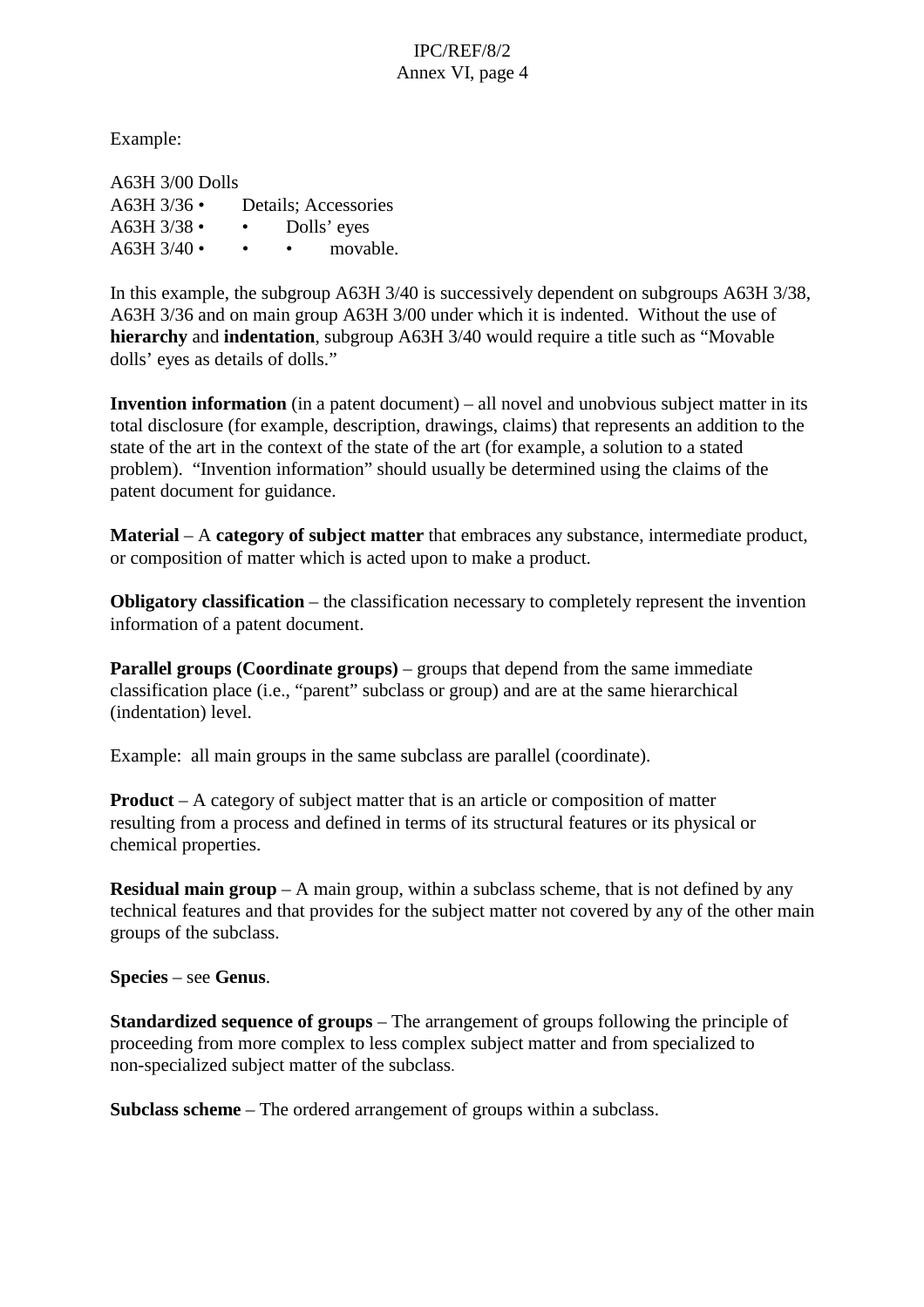Example:

A63H 3/00 Dolls
A63H 3/36 •  Details; Accessories
A63H 3/38 •  •  Dolls' eyes
A63H 3/40 •  •  •  movable.

In this example, the subgroup A63H 3/40 is successively dependent on subgroups A63H 3/38, A63H 3/36 and on main group A63H 3/00 under which it is indented. Without the use of **hierarchy** and **indentation**, subgroup A63H 3/40 would require a title such as "Movable dolls' eyes as details of dolls."

**Invention information** (in a patent document) – all novel and unobvious subject matter in its total disclosure (for example, description, drawings, claims) that represents an addition to the state of the art in the context of the state of the art (for example, a solution to a stated problem). "Invention information" should usually be determined using the claims of the patent document for guidance.

**Material** – A **category of subject matter** that embraces any substance, intermediate product, or composition of matter which is acted upon to make a product.

**Obligatory classification** – the classification necessary to completely represent the invention information of a patent document.

**Parallel groups (Coordinate groups)** – groups that depend from the same immediate classification place (i.e., "parent" subclass or group) and are at the same hierarchical (indentation) level.

Example: all main groups in the same subclass are parallel (coordinate).

**Product** – A category of subject matter that is an article or composition of matter resulting from a process and defined in terms of its structural features or its physical or chemical properties.

**Residual main group** – A main group, within a subclass scheme, that is not defined by any technical features and that provides for the subject matter not covered by any of the other main groups of the subclass.

**Species** – see **Genus**.

**Standardized sequence of groups** – The arrangement of groups following the principle of proceeding from more complex to less complex subject matter and from specialized to non-specialized subject matter of the subclass.

**Subclass scheme** – The ordered arrangement of groups within a subclass.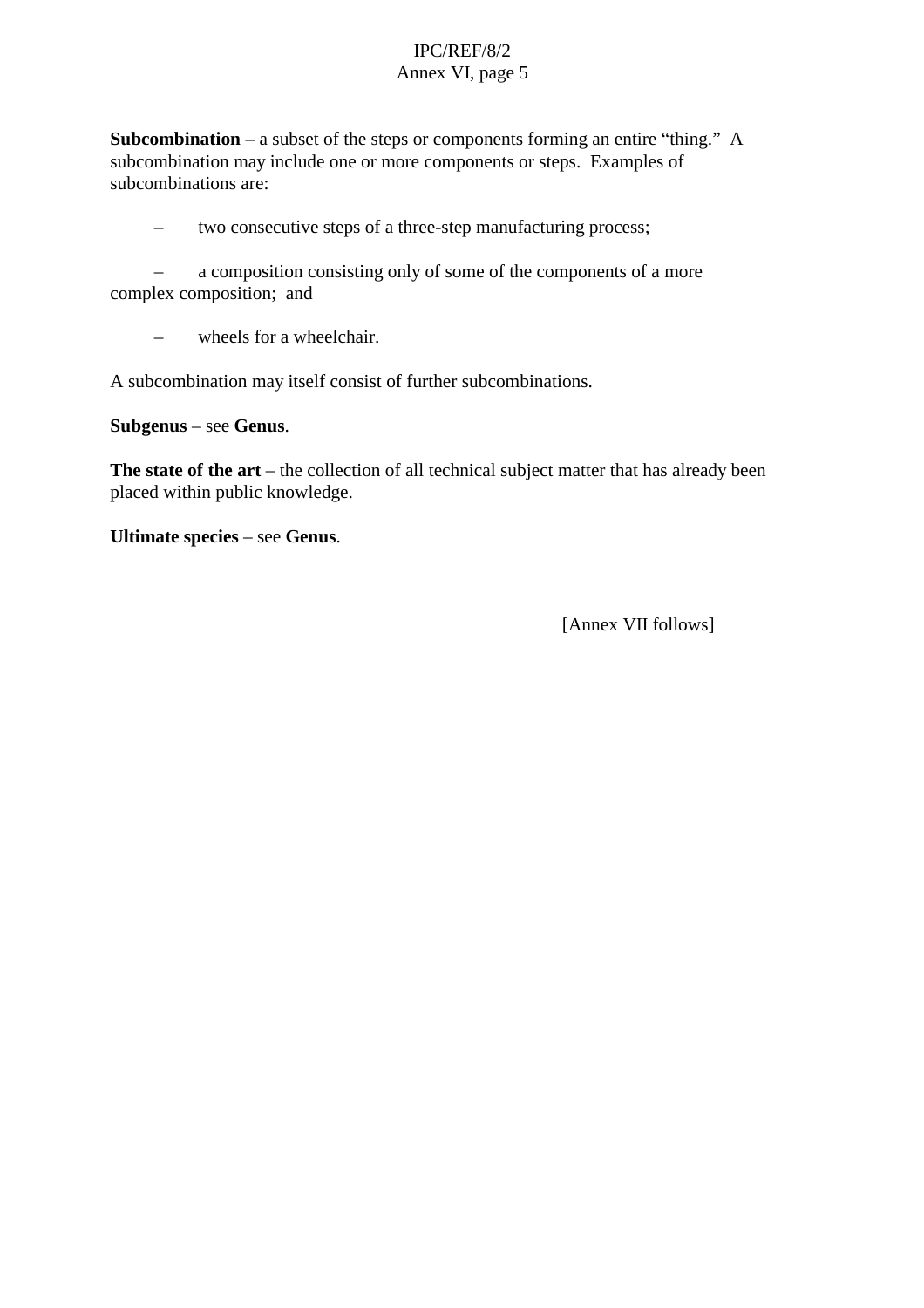**Subcombination** – a subset of the steps or components forming an entire “thing.” A subcombination may include one or more components or steps. Examples of subcombinations are:

– two consecutive steps of a three-step manufacturing process;

– a composition consisting only of some of the components of a more complex composition; and

– wheels for a wheelchair.

A subcombination may itself consist of further subcombinations.

**Subgenus** – see **Genus**.

**The state of the art** – the collection of all technical subject matter that has already been placed within public knowledge.

**Ultimate species** – see **Genus**.

[Annex VII follows]